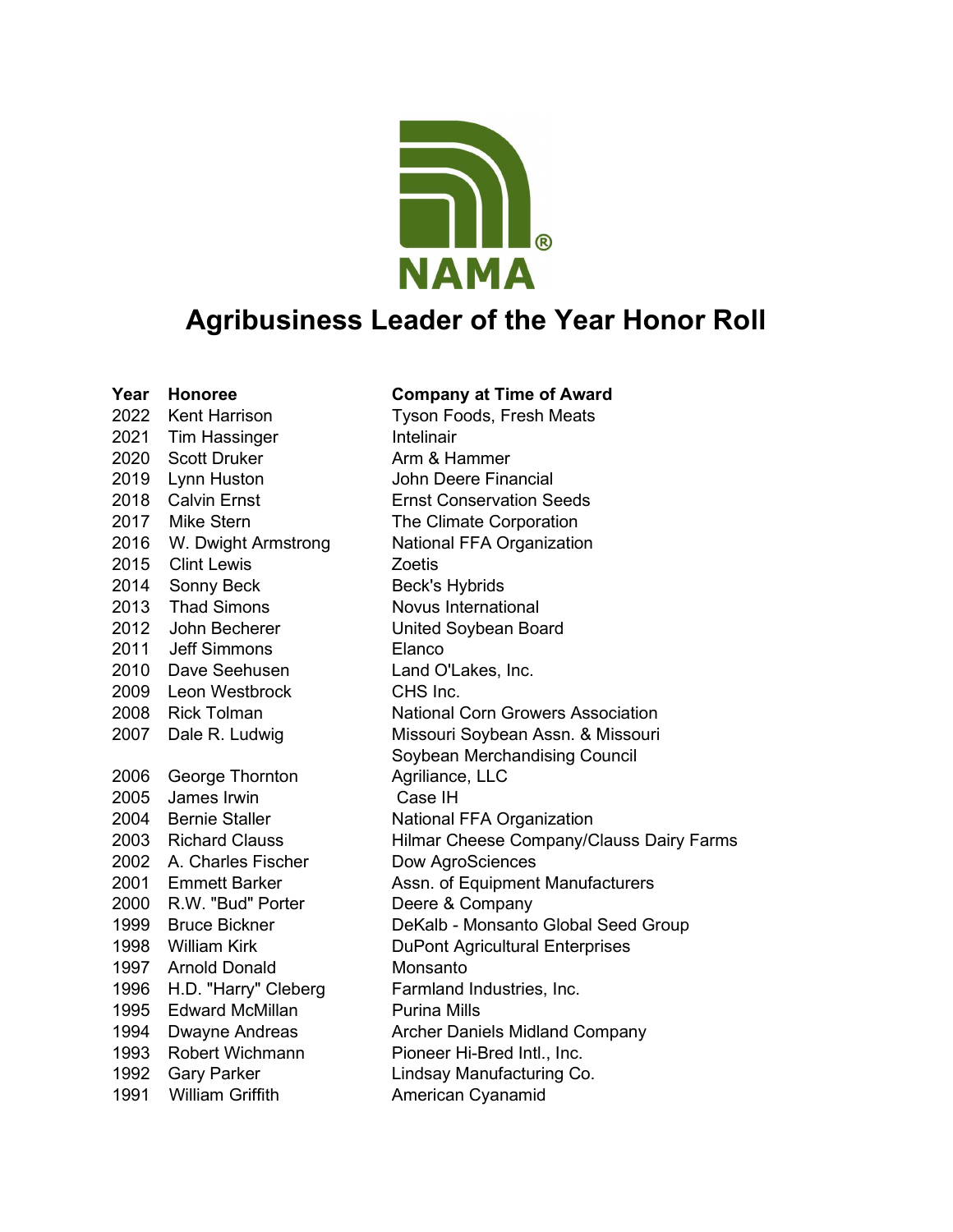NAMA®

# Agribusiness Leader of the Year Honor Roll

| Year | Honoree | Company at Time of Award |
| --- | --- | --- |
| 2022 | Kent Harrison | Tyson Foods, Fresh Meats |
| 2021 | Tim Hassinger | Intelinair |
| 2020 | Scott Druker | Arm & Hammer |
| 2019 | Lynn Huston | John Deere Financial |
| 2018 | Calvin Ernst | Ernst Conservation Seeds |
| 2017 | Mike Stern | The Climate Corporation |
| 2016 | W. Dwight Armstrong | National FFA Organization |
| 2015 | Clint Lewis | Zoetis |
| 2014 | Sonny Beck | Beck's Hybrids |
| 2013 | Thad Simons | Novus International |
| 2012 | John Becherer | United Soybean Board |
| 2011 | Jeff Simmons | Elanco |
| 2010 | Dave Seehusen | Land O'Lakes, Inc. |
| 2009 | Leon Westbrock | CHS Inc. |
| 2008 | Rick Tolman | National Corn Growers Association |
| 2007 | Dale R. Ludwig | Missouri Soybean Assn. & Missouri Soybean Merchandising Council |
| 2006 | George Thornton | Agriliance, LLC |
| 2005 | James Irwin | Case IH |
| 2004 | Bernie Staller | National FFA Organization |
| 2003 | Richard Clauss | Hilmar Cheese Company/Clauss Dairy Farms |
| 2002 | A. Charles Fischer | Dow AgroSciences |
| 2001 | Emmett Barker | Assn. of Equipment Manufacturers |
| 2000 | R.W. "Bud" Porter | Deere & Company |
| 1999 | Bruce Bickner | DeKalb - Monsanto Global Seed Group |
| 1998 | William Kirk | DuPont Agricultural Enterprises |
| 1997 | Arnold Donald | Monsanto |
| 1996 | H.D. "Harry" Cleberg | Farmland Industries, Inc. |
| 1995 | Edward McMillan | Purina Mills |
| 1994 | Dwayne Andreas | Archer Daniels Midland Company |
| 1993 | Robert Wichmann | Pioneer Hi-Bred Intl., Inc. |
| 1992 | Gary Parker | Lindsay Manufacturing Co. |
| 1991 | William Griffith | American Cyanamid |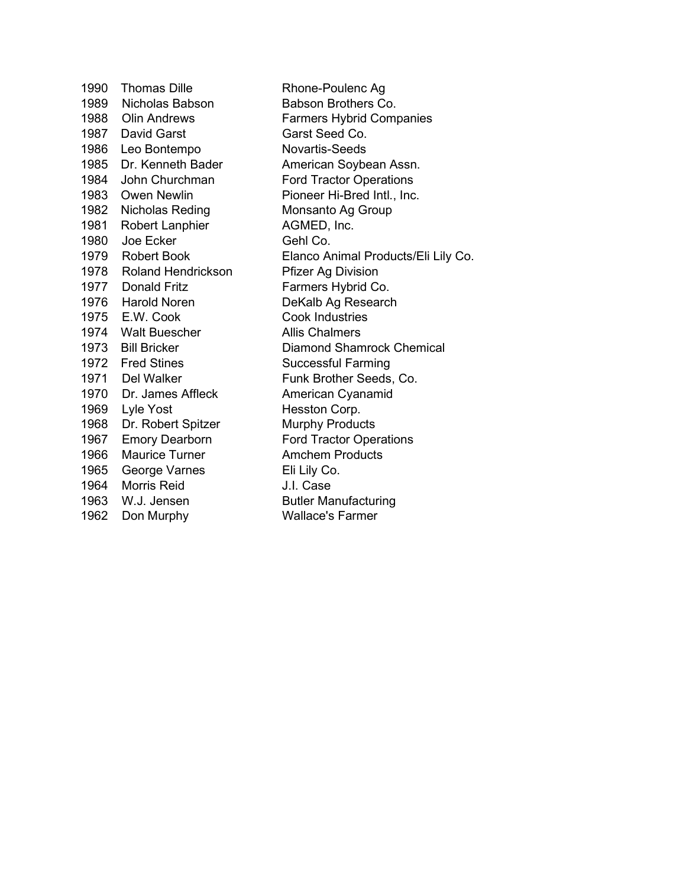| | | |
|---|---|---|
| 1990 | Thomas Dille | Rhone-Poulenc Ag |
| 1989 | Nicholas Babson | Babson Brothers Co. |
| 1988 | Olin Andrews | Farmers Hybrid Companies |
| 1987 | David Garst | Garst Seed Co. |
| 1986 | Leo Bontempo | Novartis-Seeds |
| 1985 | Dr. Kenneth Bader | American Soybean Assn. |
| 1984 | John Churchman | Ford Tractor Operations |
| 1983 | Owen Newlin | Pioneer Hi-Bred Intl., Inc. |
| 1982 | Nicholas Reding | Monsanto Ag Group |
| 1981 | Robert Lanphier | AGMED, Inc. |
| 1980 | Joe Ecker | Gehl Co. |
| 1979 | Robert Book | Elanco Animal Products/Eli Lily Co. |
| 1978 | Roland Hendrickson | Pfizer Ag Division |
| 1977 | Donald Fritz | Farmers Hybrid Co. |
| 1976 | Harold Noren | DeKalb Ag Research |
| 1975 | E.W. Cook | Cook Industries |
| 1974 | Walt Buescher | Allis Chalmers |
| 1973 | Bill Bricker | Diamond Shamrock Chemical |
| 1972 | Fred Stines | Successful Farming |
| 1971 | Del Walker | Funk Brother Seeds, Co. |
| 1970 | Dr. James Affleck | American Cyanamid |
| 1969 | Lyle Yost | Hesston Corp. |
| 1968 | Dr. Robert Spitzer | Murphy Products |
| 1967 | Emory Dearborn | Ford Tractor Operations |
| 1966 | Maurice Turner | Amchem Products |
| 1965 | George Varnes | Eli Lily Co. |
| 1964 | Morris Reid | J.I. Case |
| 1963 | W.J. Jensen | Butler Manufacturing |
| 1962 | Don Murphy | Wallace's Farmer |